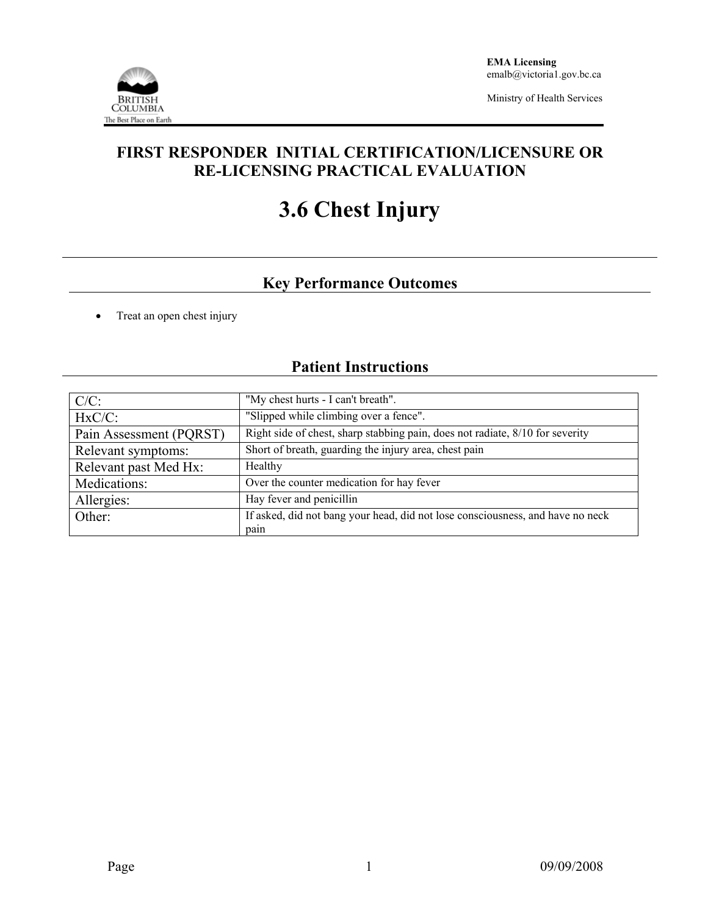EMA Licensing
emalb@victoria1.gov.bc.ca

Ministry of Health Services

# FIRST RESPONDER INITIAL CERTIFICATION/LICENSURE OR RE-LICENSING PRACTICAL EVALUATION

# 3.6 Chest Injury

## Key Performance Outcomes

- Treat an open chest injury

## Patient Instructions

| | |
|---|---|
| C/C: | "My chest hurts - I can't breath". |
| HxC/C: | "Slipped while climbing over a fence". |
| Pain Assessment (PQRST) | Right side of chest, sharp stabbing pain, does not radiate, 8/10 for severity |
| Relevant symptoms: | Short of breath, guarding the injury area, chest pain |
| Relevant past Med Hx: | Healthy |
| Medications: | Over the counter medication for hay fever |
| Allergies: | Hay fever and penicillin |
| Other: | If asked, did not bang your head, did not lose consciousness, and have no neck pain |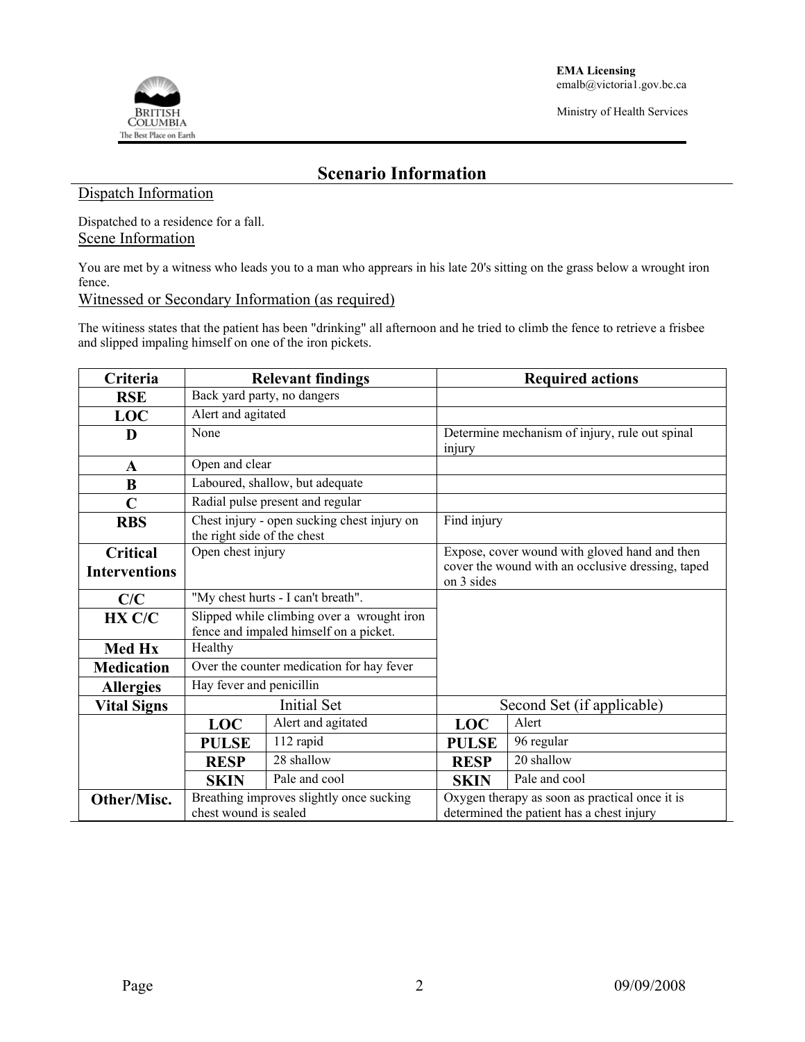EMA Licensing
emalb@victoria1.gov.bc.ca

Ministry of Health Services

## Scenario Information

### Dispatch Information

Dispatched to a residence for a fall.

### Scene Information

You are met by a witness who leads you to a man who apprears in his late 20's sitting on the grass below a wrought iron fence.

### Witnessed or Secondary Information (as required)

The witiness states that the patient has been "drinking" all afternoon and he tried to climb the fence to retrieve a frisbee and slipped impaling himself on one of the iron pickets.

| Criteria | Relevant findings | | Required actions | |
|---|---|---|---|---|
| **RSE** | Back yard party, no dangers | | | |
| **LOC** | Alert and agitated | | | |
| **D** | None | | Determine mechanism of injury, rule out spinal injury | |
| **A** | Open and clear | | | |
| **B** | Laboured, shallow, but adequate | | | |
| **C** | Radial pulse present and regular | | | |
| **RBS** | Chest injury - open sucking chest injury on the right side of the chest | | Find injury | |
| **Critical Interventions** | Open chest injury | | Expose, cover wound with gloved hand and then cover the wound with an occlusive dressing, taped on 3 sides | |
| **C/C** | "My chest hurts - I can't breath". | | | |
| **HX C/C** | Slipped while climbing over a wrought iron fence and impaled himself on a picket. | | | |
| **Med Hx** | Healthy | | | |
| **Medication** | Over the counter medication for hay fever | | | |
| **Allergies** | Hay fever and penicillin | | | |
| **Vital Signs** | Initial Set | | Second Set (if applicable) | |
| | **LOC** | Alert and agitated | **LOC** | Alert |
| | **PULSE** | 112 rapid | **PULSE** | 96 regular |
| | **RESP** | 28 shallow | **RESP** | 20 shallow |
| | **SKIN** | Pale and cool | **SKIN** | Pale and cool |
| **Other/Misc.** | Breathing improves slightly once sucking chest wound is sealed | | Oxygen therapy as soon as practical once it is determined the patient has a chest injury | |

09/09/2008